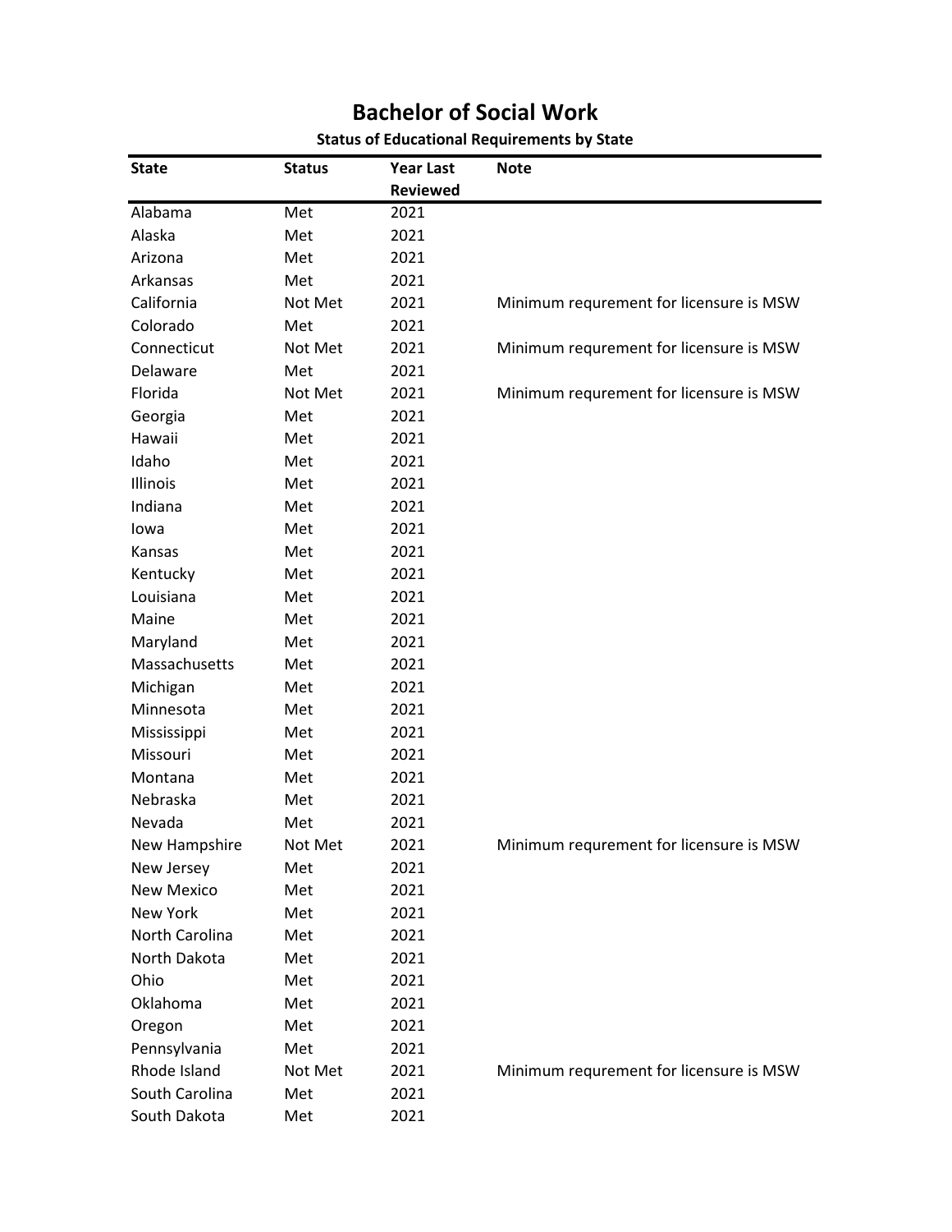# Bachelor of Social Work

### Status of Educational Requirements by State

| State | Status | Year Last Reviewed | Note |
|---|---|---|---|
| Alabama | Met | 2021 | |
| Alaska | Met | 2021 | |
| Arizona | Met | 2021 | |
| Arkansas | Met | 2021 | |
| California | Not Met | 2021 | Minimum requrement for licensure is MSW |
| Colorado | Met | 2021 | |
| Connecticut | Not Met | 2021 | Minimum requrement for licensure is MSW |
| Delaware | Met | 2021 | |
| Florida | Not Met | 2021 | Minimum requrement for licensure is MSW |
| Georgia | Met | 2021 | |
| Hawaii | Met | 2021 | |
| Idaho | Met | 2021 | |
| Illinois | Met | 2021 | |
| Indiana | Met | 2021 | |
| Iowa | Met | 2021 | |
| Kansas | Met | 2021 | |
| Kentucky | Met | 2021 | |
| Louisiana | Met | 2021 | |
| Maine | Met | 2021 | |
| Maryland | Met | 2021 | |
| Massachusetts | Met | 2021 | |
| Michigan | Met | 2021 | |
| Minnesota | Met | 2021 | |
| Mississippi | Met | 2021 | |
| Missouri | Met | 2021 | |
| Montana | Met | 2021 | |
| Nebraska | Met | 2021 | |
| Nevada | Met | 2021 | |
| New Hampshire | Not Met | 2021 | Minimum requrement for licensure is MSW |
| New Jersey | Met | 2021 | |
| New Mexico | Met | 2021 | |
| New York | Met | 2021 | |
| North Carolina | Met | 2021 | |
| North Dakota | Met | 2021 | |
| Ohio | Met | 2021 | |
| Oklahoma | Met | 2021 | |
| Oregon | Met | 2021 | |
| Pennsylvania | Met | 2021 | |
| Rhode Island | Not Met | 2021 | Minimum requrement for licensure is MSW |
| South Carolina | Met | 2021 | |
| South Dakota | Met | 2021 | |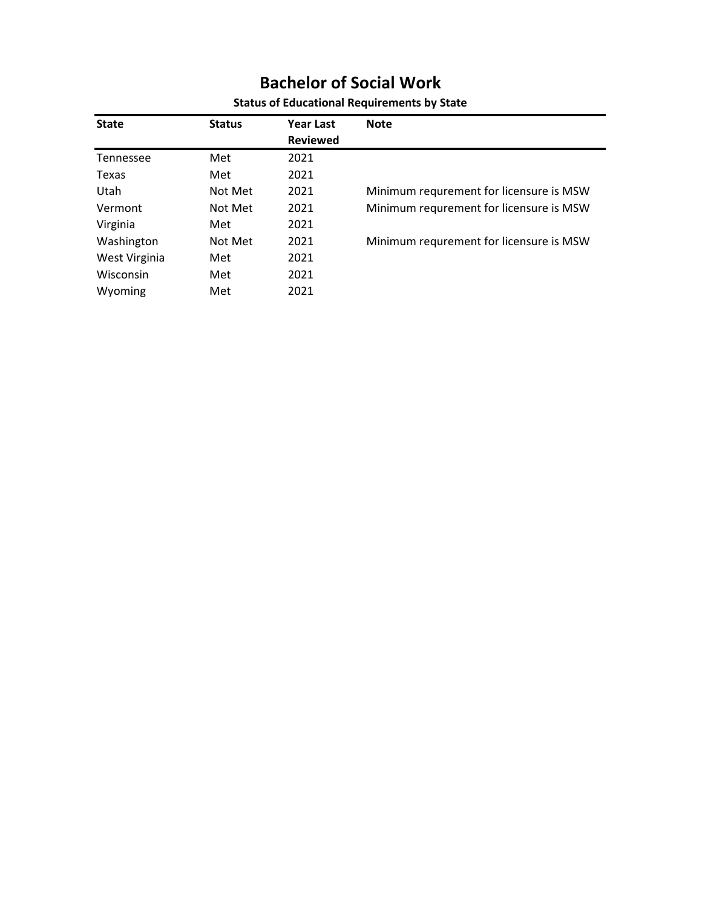# Bachelor of Social Work

**Status of Educational Requirements by State**

| State | Status | Year Last Reviewed | Note |
|---|---|---|---|
| Tennessee | Met | 2021 | |
| Texas | Met | 2021 | |
| Utah | Not Met | 2021 | Minimum requrement for licensure is MSW |
| Vermont | Not Met | 2021 | Minimum requrement for licensure is MSW |
| Virginia | Met | 2021 | |
| Washington | Not Met | 2021 | Minimum requrement for licensure is MSW |
| West Virginia | Met | 2021 | |
| Wisconsin | Met | 2021 | |
| Wyoming | Met | 2021 | |